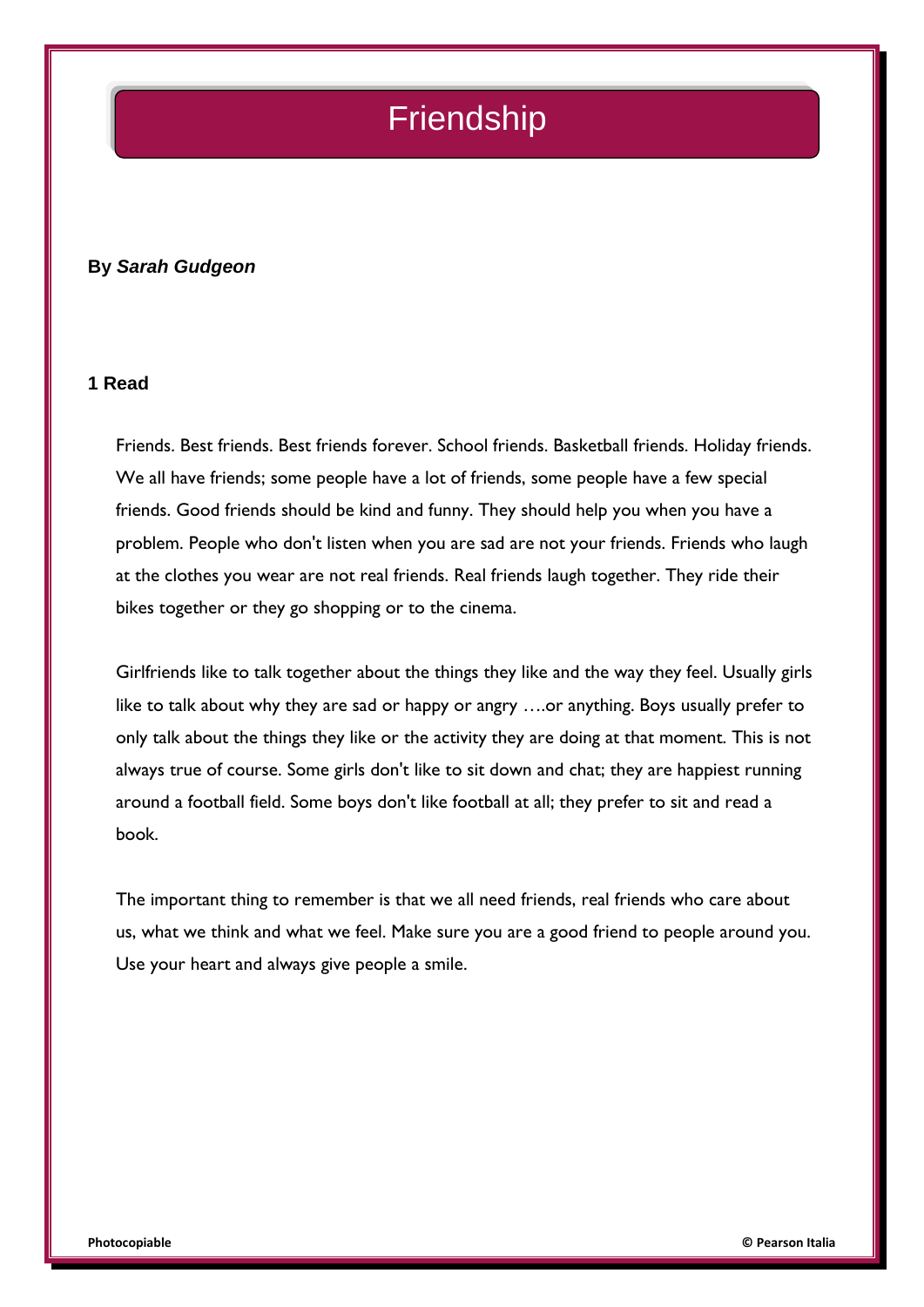# Friendship

**By *Sarah Gudgeon***

## 1 Read

Friends. Best friends. Best friends forever. School friends. Basketball friends. Holiday friends. We all have friends; some people have a lot of friends, some people have a few special friends. Good friends should be kind and funny. They should help you when you have a problem. People who don't listen when you are sad are not your friends. Friends who laugh at the clothes you wear are not real friends. Real friends laugh together. They ride their bikes together or they go shopping or to the cinema.

Girlfriends like to talk together about the things they like and the way they feel. Usually girls like to talk about why they are sad or happy or angry ….or anything. Boys usually prefer to only talk about the things they like or the activity they are doing at that moment. This is not always true of course. Some girls don't like to sit down and chat; they are happiest running around a football field. Some boys don't like football at all; they prefer to sit and read a book.

The important thing to remember is that we all need friends, real friends who care about us, what we think and what we feel. Make sure you are a good friend to people around you. Use your heart and always give people a smile.

**Photocopiable** **© Pearson Italia**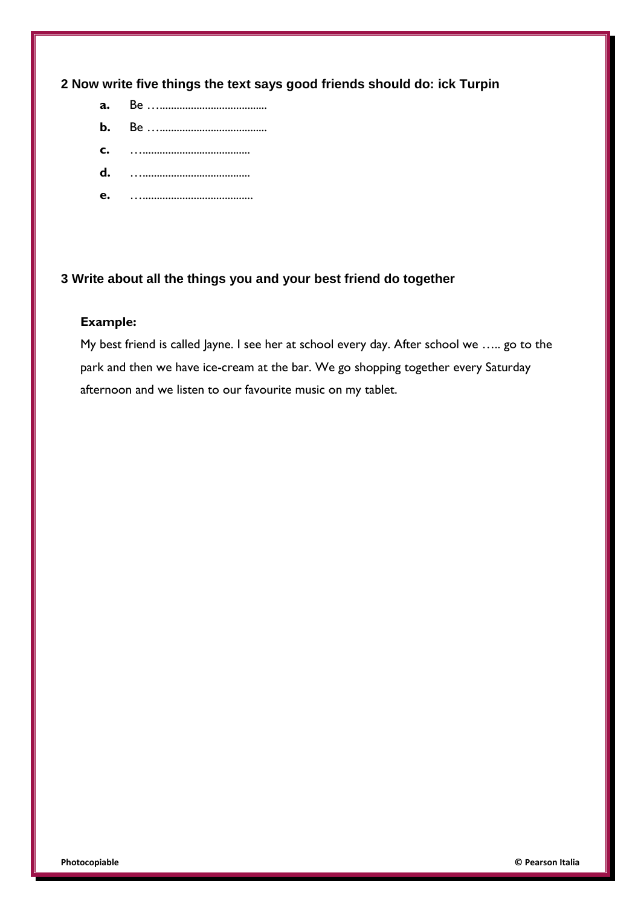**2 Now write five things the text says good friends should do: ick Turpin**

- **a.** Be …....................................
- **b.** Be …....................................
- **c.** …....................................
- **d.** …....................................
- **e.** …....................................

**3 Write about all the things you and your best friend do together**

**Example:**

My best friend is called Jayne. I see her at school every day. After school we ….. go to the park and then we have ice-cream at the bar. We go shopping together every Saturday afternoon and we listen to our favourite music on my tablet.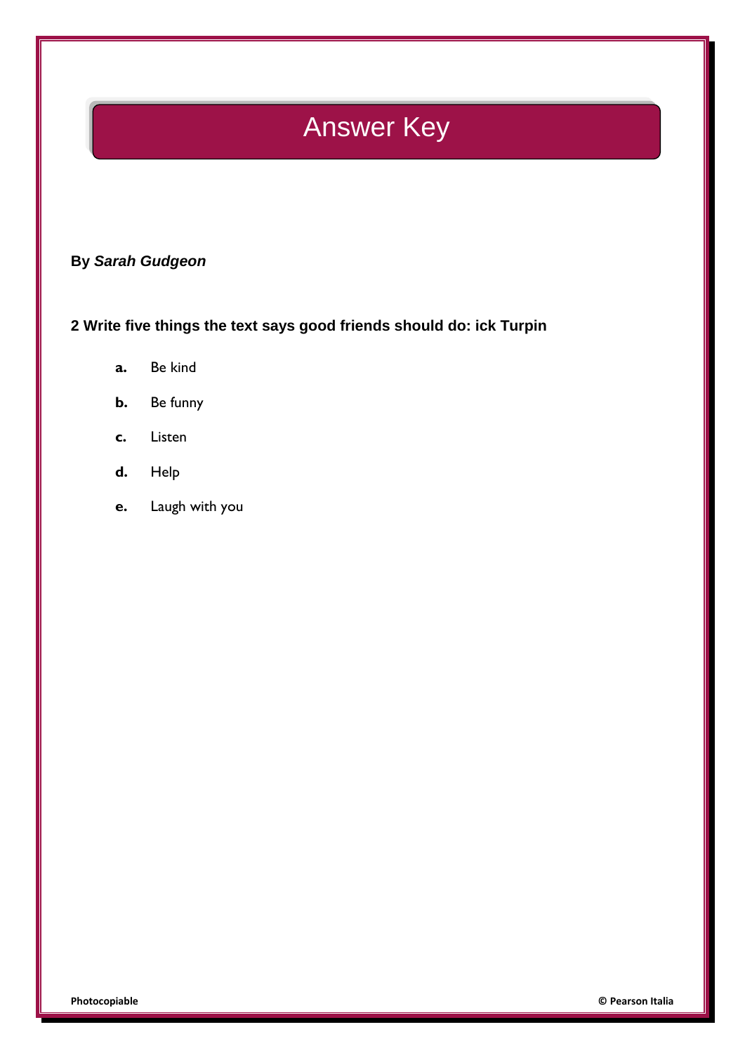# Answer Key

**By *Sarah Gudgeon***

**2 Write five things the text says good friends should do: ick Turpin**

**a.** Be kind

**b.** Be funny

**c.** Listen

**d.** Help

**e.** Laugh with you

**Photocopiable** **© Pearson Italia**